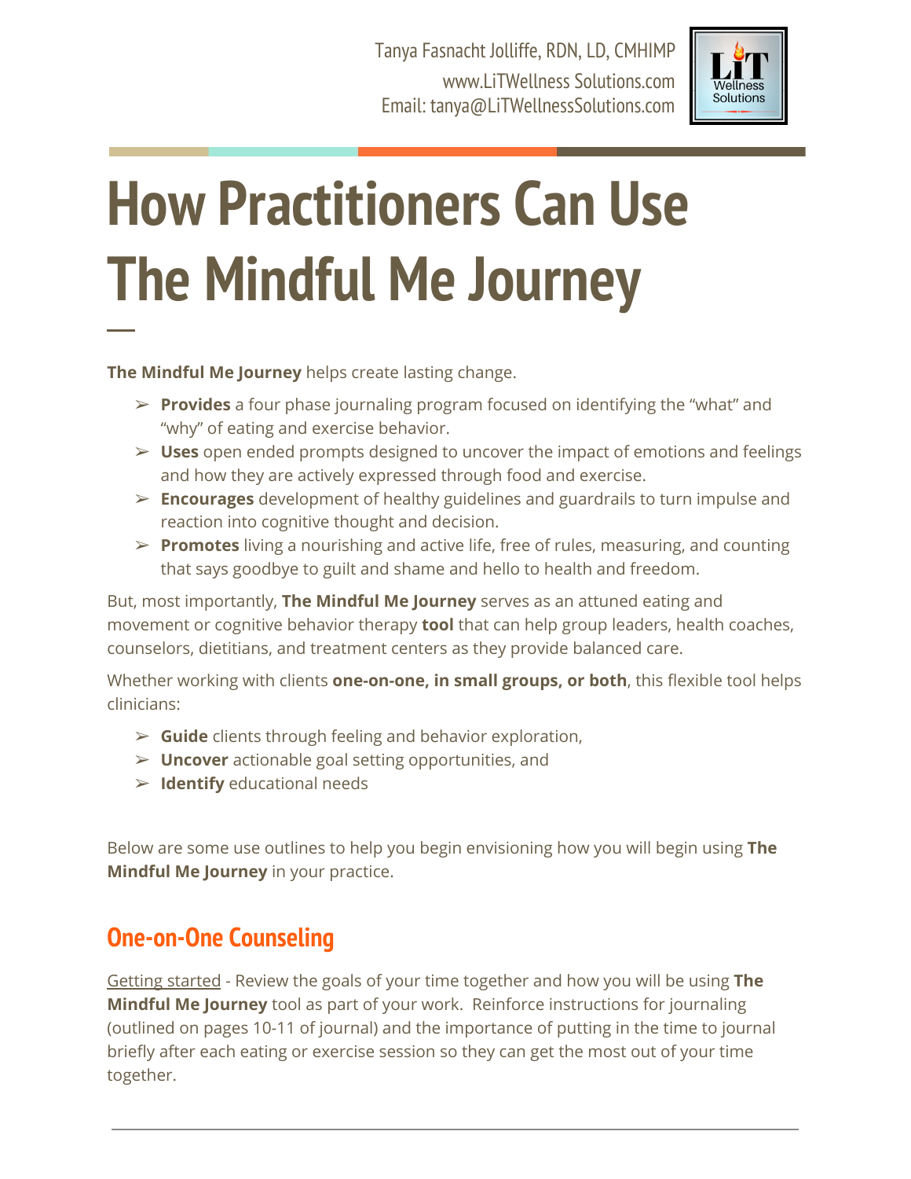Tanya Fasnacht Jolliffe, RDN, LD, CMHIMP
www.LiTWellness Solutions.com
Email: tanya@LiTWellnessSolutions.com

# How Practitioners Can Use The Mindful Me Journey

**The Mindful Me Journey** helps create lasting change.

- **Provides** a four phase journaling program focused on identifying the "what" and "why" of eating and exercise behavior.
- **Uses** open ended prompts designed to uncover the impact of emotions and feelings and how they are actively expressed through food and exercise.
- **Encourages** development of healthy guidelines and guardrails to turn impulse and reaction into cognitive thought and decision.
- **Promotes** living a nourishing and active life, free of rules, measuring, and counting that says goodbye to guilt and shame and hello to health and freedom.

But, most importantly, **The Mindful Me Journey** serves as an attuned eating and movement or cognitive behavior therapy **tool** that can help group leaders, health coaches, counselors, dietitians, and treatment centers as they provide balanced care.

Whether working with clients **one-on-one, in small groups, or both**, this flexible tool helps clinicians:

- **Guide** clients through feeling and behavior exploration,
- **Uncover** actionable goal setting opportunities, and
- **Identify** educational needs

Below are some use outlines to help you begin envisioning how you will begin using **The Mindful Me Journey** in your practice.

## One-on-One Counseling

Getting started - Review the goals of your time together and how you will be using **The Mindful Me Journey** tool as part of your work. Reinforce instructions for journaling (outlined on pages 10-11 of journal) and the importance of putting in the time to journal briefly after each eating or exercise session so they can get the most out of your time together.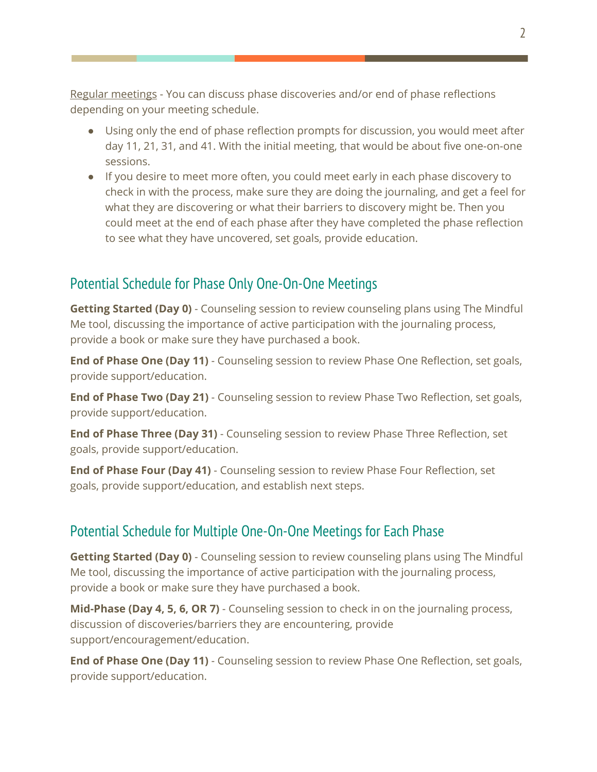Regular meetings - You can discuss phase discoveries and/or end of phase reflections depending on your meeting schedule.

- Using only the end of phase reflection prompts for discussion, you would meet after day 11, 21, 31, and 41. With the initial meeting, that would be about five one-on-one sessions.
- If you desire to meet more often, you could meet early in each phase discovery to check in with the process, make sure they are doing the journaling, and get a feel for what they are discovering or what their barriers to discovery might be. Then you could meet at the end of each phase after they have completed the phase reflection to see what they have uncovered, set goals, provide education.

## Potential Schedule for Phase Only One-On-One Meetings

**Getting Started (Day 0)** - Counseling session to review counseling plans using The Mindful Me tool, discussing the importance of active participation with the journaling process, provide a book or make sure they have purchased a book.

**End of Phase One (Day 11)** - Counseling session to review Phase One Reflection, set goals, provide support/education.

**End of Phase Two (Day 21)** - Counseling session to review Phase Two Reflection, set goals, provide support/education.

**End of Phase Three (Day 31)** - Counseling session to review Phase Three Reflection, set goals, provide support/education.

**End of Phase Four (Day 41)** - Counseling session to review Phase Four Reflection, set goals, provide support/education, and establish next steps.

## Potential Schedule for Multiple One-On-One Meetings for Each Phase

**Getting Started (Day 0)** - Counseling session to review counseling plans using The Mindful Me tool, discussing the importance of active participation with the journaling process, provide a book or make sure they have purchased a book.

**Mid-Phase (Day 4, 5, 6, OR 7)** - Counseling session to check in on the journaling process, discussion of discoveries/barriers they are encountering, provide support/encouragement/education.

**End of Phase One (Day 11)** - Counseling session to review Phase One Reflection, set goals, provide support/education.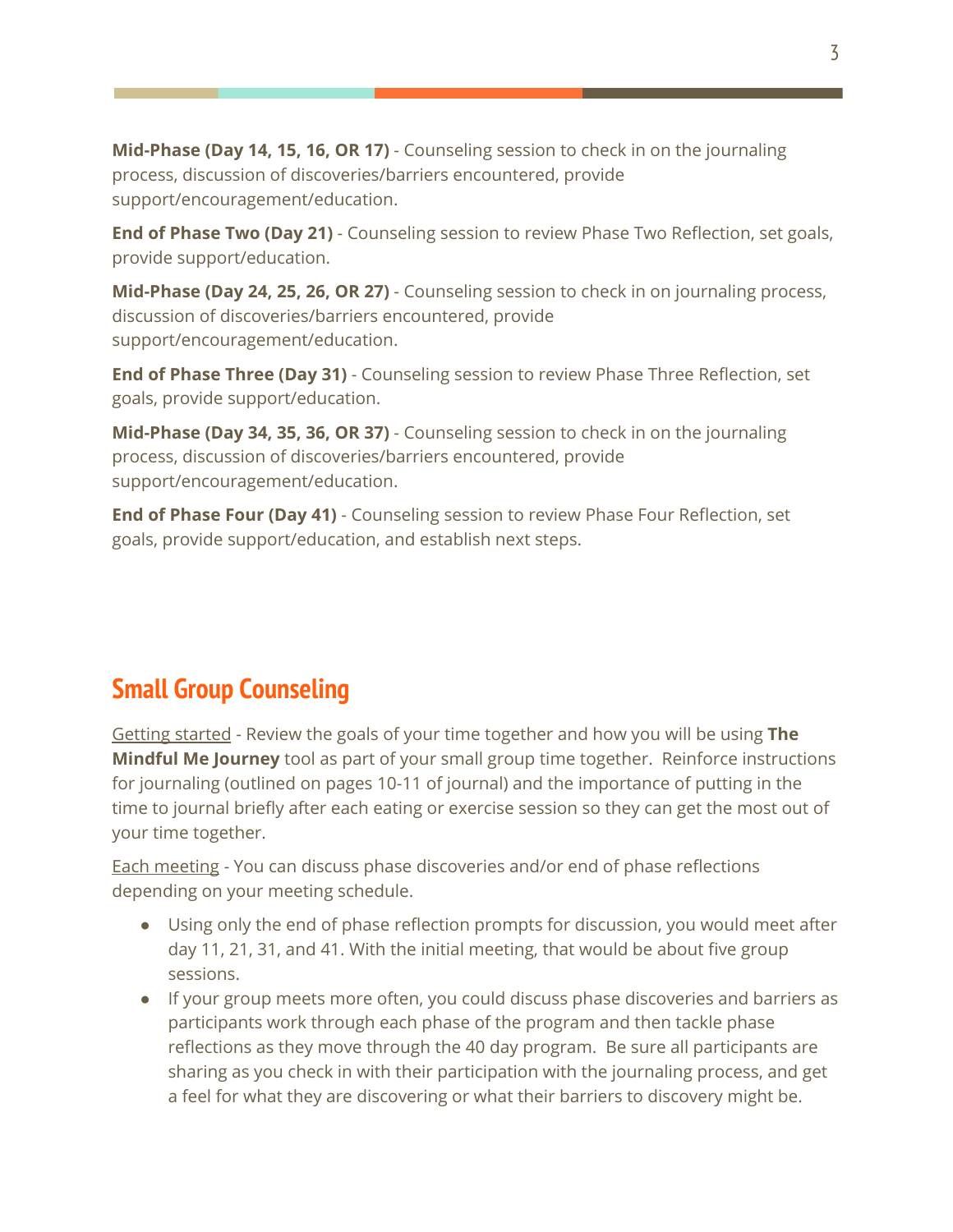**Mid-Phase (Day 14, 15, 16, OR 17)** - Counseling session to check in on the journaling process, discussion of discoveries/barriers encountered, provide support/encouragement/education.

**End of Phase Two (Day 21)** - Counseling session to review Phase Two Reflection, set goals, provide support/education.

**Mid-Phase (Day 24, 25, 26, OR 27)** - Counseling session to check in on journaling process, discussion of discoveries/barriers encountered, provide support/encouragement/education.

**End of Phase Three (Day 31)** - Counseling session to review Phase Three Reflection, set goals, provide support/education.

**Mid-Phase (Day 34, 35, 36, OR 37)** - Counseling session to check in on the journaling process, discussion of discoveries/barriers encountered, provide support/encouragement/education.

**End of Phase Four (Day 41)** - Counseling session to review Phase Four Reflection, set goals, provide support/education, and establish next steps.

## Small Group Counseling

Getting started - Review the goals of your time together and how you will be using **The Mindful Me Journey** tool as part of your small group time together. Reinforce instructions for journaling (outlined on pages 10-11 of journal) and the importance of putting in the time to journal briefly after each eating or exercise session so they can get the most out of your time together.

Each meeting - You can discuss phase discoveries and/or end of phase reflections depending on your meeting schedule.

- Using only the end of phase reflection prompts for discussion, you would meet after day 11, 21, 31, and 41. With the initial meeting, that would be about five group sessions.
- If your group meets more often, you could discuss phase discoveries and barriers as participants work through each phase of the program and then tackle phase reflections as they move through the 40 day program. Be sure all participants are sharing as you check in with their participation with the journaling process, and get a feel for what they are discovering or what their barriers to discovery might be.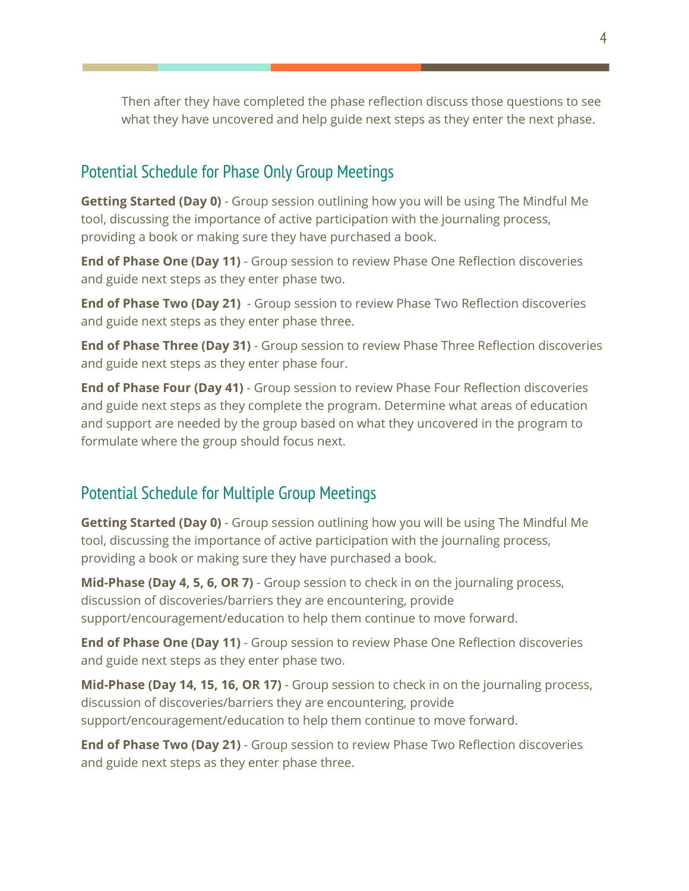Then after they have completed the phase reflection discuss those questions to see what they have uncovered and help guide next steps as they enter the next phase.

## Potential Schedule for Phase Only Group Meetings

**Getting Started (Day 0)** - Group session outlining how you will be using The Mindful Me tool, discussing the importance of active participation with the journaling process, providing a book or making sure they have purchased a book.

**End of Phase One (Day 11)** - Group session to review Phase One Reflection discoveries and guide next steps as they enter phase two.

**End of Phase Two (Day 21)** - Group session to review Phase Two Reflection discoveries and guide next steps as they enter phase three.

**End of Phase Three (Day 31)** - Group session to review Phase Three Reflection discoveries and guide next steps as they enter phase four.

**End of Phase Four (Day 41)** - Group session to review Phase Four Reflection discoveries and guide next steps as they complete the program. Determine what areas of education and support are needed by the group based on what they uncovered in the program to formulate where the group should focus next.

## Potential Schedule for Multiple Group Meetings

**Getting Started (Day 0)** - Group session outlining how you will be using The Mindful Me tool, discussing the importance of active participation with the journaling process, providing a book or making sure they have purchased a book.

**Mid-Phase (Day 4, 5, 6, OR 7)** - Group session to check in on the journaling process, discussion of discoveries/barriers they are encountering, provide support/encouragement/education to help them continue to move forward.

**End of Phase One (Day 11)** - Group session to review Phase One Reflection discoveries and guide next steps as they enter phase two.

**Mid-Phase (Day 14, 15, 16, OR 17)** - Group session to check in on the journaling process, discussion of discoveries/barriers they are encountering, provide support/encouragement/education to help them continue to move forward.

**End of Phase Two (Day 21)** - Group session to review Phase Two Reflection discoveries and guide next steps as they enter phase three.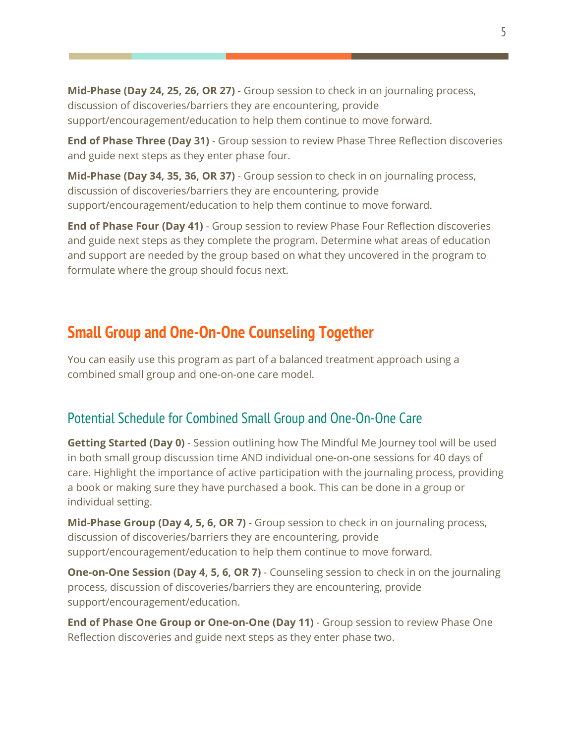**Mid-Phase (Day 24, 25, 26, OR 27)** - Group session to check in on journaling process, discussion of discoveries/barriers they are encountering, provide support/encouragement/education to help them continue to move forward.

**End of Phase Three (Day 31)** - Group session to review Phase Three Reflection discoveries and guide next steps as they enter phase four.

**Mid-Phase (Day 34, 35, 36, OR 37)** - Group session to check in on journaling process, discussion of discoveries/barriers they are encountering, provide support/encouragement/education to help them continue to move forward.

**End of Phase Four (Day 41)** - Group session to review Phase Four Reflection discoveries and guide next steps as they complete the program. Determine what areas of education and support are needed by the group based on what they uncovered in the program to formulate where the group should focus next.

## Small Group and One-On-One Counseling Together

You can easily use this program as part of a balanced treatment approach using a combined small group and one-on-one care model.

### Potential Schedule for Combined Small Group and One-On-One Care

**Getting Started (Day 0)** - Session outlining how The Mindful Me Journey tool will be used in both small group discussion time AND individual one-on-one sessions for 40 days of care. Highlight the importance of active participation with the journaling process, providing a book or making sure they have purchased a book. This can be done in a group or individual setting.

**Mid-Phase Group (Day 4, 5, 6, OR 7)** - Group session to check in on journaling process, discussion of discoveries/barriers they are encountering, provide support/encouragement/education to help them continue to move forward.

**One-on-One Session (Day 4, 5, 6, OR 7)** - Counseling session to check in on the journaling process, discussion of discoveries/barriers they are encountering, provide support/encouragement/education.

**End of Phase One Group or One-on-One (Day 11)** - Group session to review Phase One Reflection discoveries and guide next steps as they enter phase two.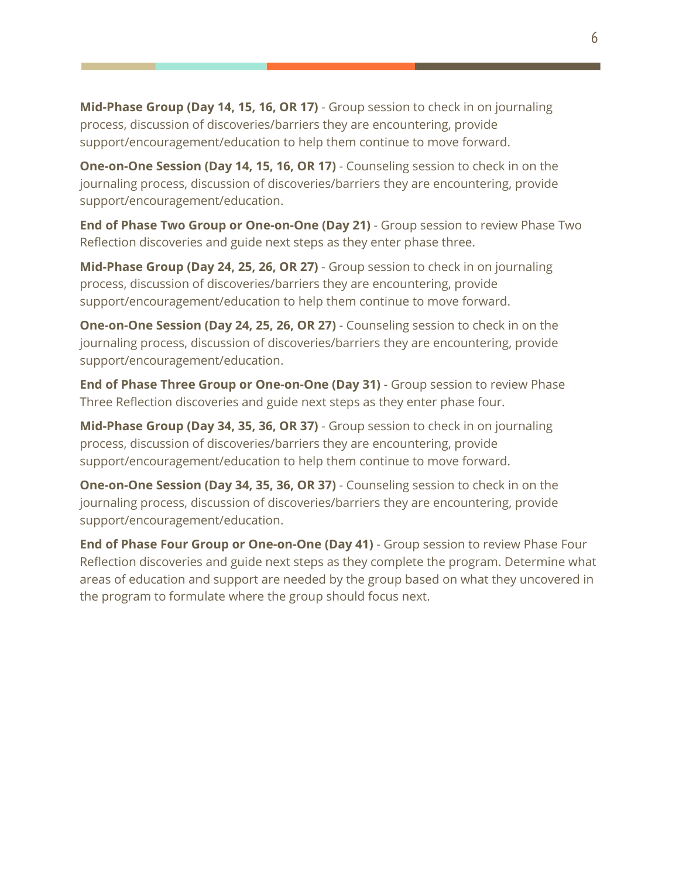**Mid-Phase Group (Day 14, 15, 16, OR 17)** - Group session to check in on journaling process, discussion of discoveries/barriers they are encountering, provide support/encouragement/education to help them continue to move forward.

**One-on-One Session (Day 14, 15, 16, OR 17)** - Counseling session to check in on the journaling process, discussion of discoveries/barriers they are encountering, provide support/encouragement/education.

**End of Phase Two Group or One-on-One (Day 21)** - Group session to review Phase Two Reflection discoveries and guide next steps as they enter phase three.

**Mid-Phase Group (Day 24, 25, 26, OR 27)** - Group session to check in on journaling process, discussion of discoveries/barriers they are encountering, provide support/encouragement/education to help them continue to move forward.

**One-on-One Session (Day 24, 25, 26, OR 27)** - Counseling session to check in on the journaling process, discussion of discoveries/barriers they are encountering, provide support/encouragement/education.

**End of Phase Three Group or One-on-One (Day 31)** - Group session to review Phase Three Reflection discoveries and guide next steps as they enter phase four.

**Mid-Phase Group (Day 34, 35, 36, OR 37)** - Group session to check in on journaling process, discussion of discoveries/barriers they are encountering, provide support/encouragement/education to help them continue to move forward.

**One-on-One Session (Day 34, 35, 36, OR 37)** - Counseling session to check in on the journaling process, discussion of discoveries/barriers they are encountering, provide support/encouragement/education.

**End of Phase Four Group or One-on-One (Day 41)** - Group session to review Phase Four Reflection discoveries and guide next steps as they complete the program. Determine what areas of education and support are needed by the group based on what they uncovered in the program to formulate where the group should focus next.